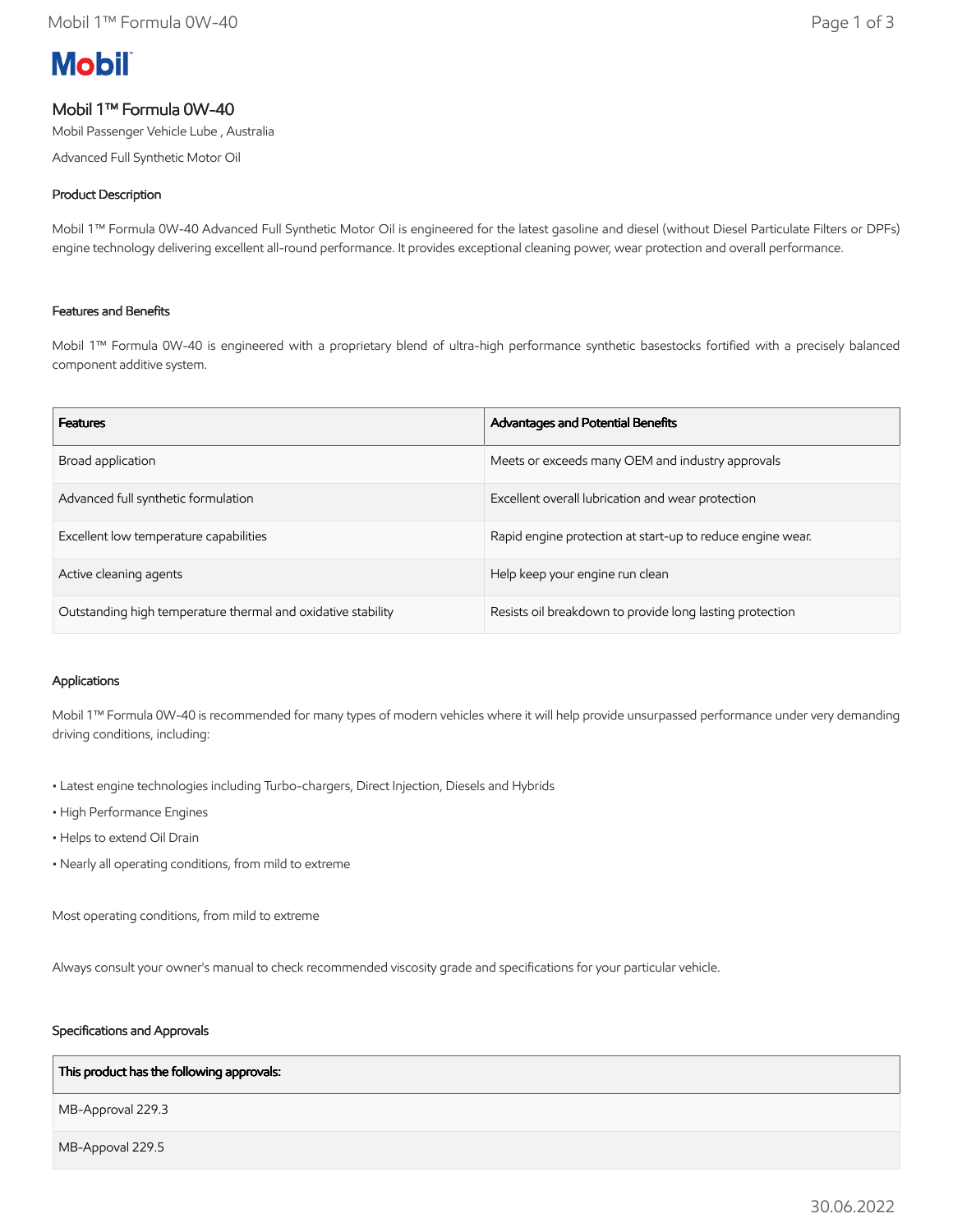# Mobil

## Mobil 1™ Formula 0W-40

Mobil Passenger Vehicle Lube , Australia

Advanced Full Synthetic Motor Oil

### Product Description

Mobil 1™ Formula 0W-40 Advanced Full Synthetic Motor Oil is engineered for the latest gasoline and diesel (without Diesel Particulate Filters or DPFs) engine technology delivering excellent all-round performance. It provides exceptional cleaning power, wear protection and overall performance.

### Features and Benefits

Mobil 1™ Formula 0W-40 is engineered with a proprietary blend of ultra-high performance synthetic basestocks fortified with a precisely balanced component additive system.

| Features | Advantages and Potential Benefits |
| --- | --- |
| Broad application | Meets or exceeds many OEM and industry approvals |
| Advanced full synthetic formulation | Excellent overall lubrication and wear protection |
| Excellent low temperature capabilities | Rapid engine protection at start-up to reduce engine wear. |
| Active cleaning agents | Help keep your engine run clean |
| Outstanding high temperature thermal and oxidative stability | Resists oil breakdown to provide long lasting protection |

### Applications

Mobil 1™ Formula 0W-40 is recommended for many types of modern vehicles where it will help provide unsurpassed performance under very demanding driving conditions, including:

- Latest engine technologies including Turbo-chargers, Direct Injection, Diesels and Hybrids
- High Performance Engines
- Helps to extend Oil Drain
- Nearly all operating conditions, from mild to extreme

Most operating conditions, from mild to extreme

Always consult your owner's manual to check recommended viscosity grade and specifications for your particular vehicle.

### Specifications and Approvals

| This product has the following approvals: |
| --- |
| MB-Approval 229.3 |
| MB-Appoval 229.5 |

30.06.2022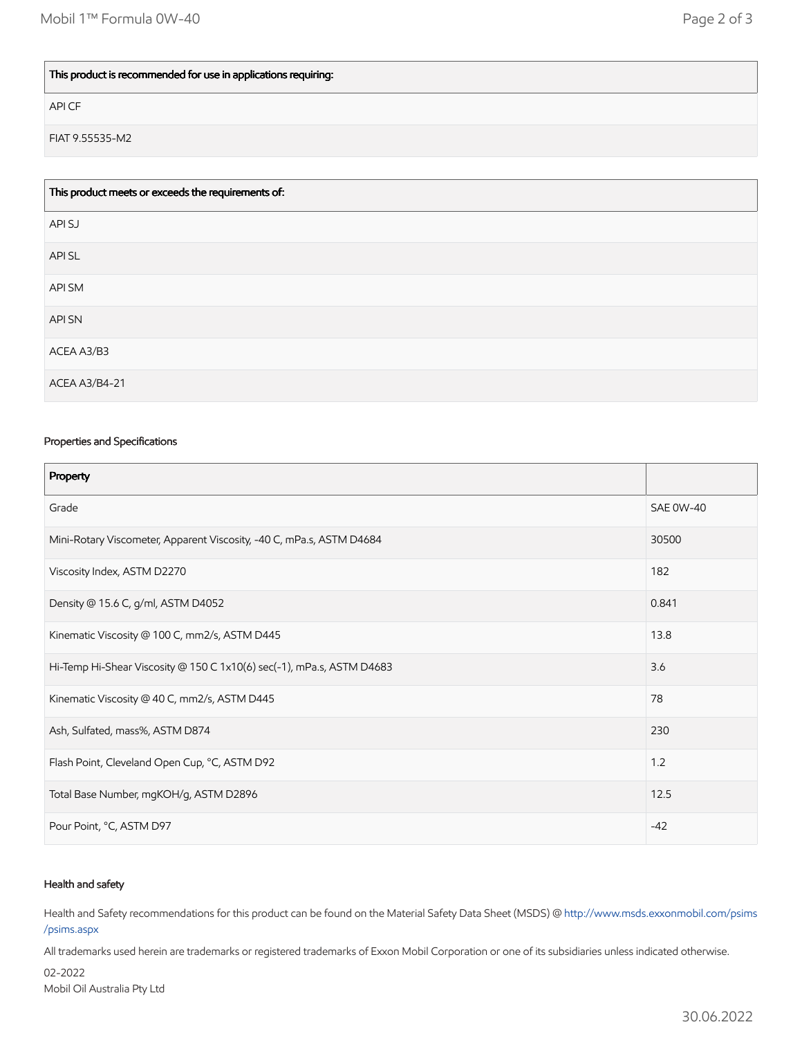| This product is recommended for use in applications requiring: |
|---|
| API CF |
| FIAT 9.55535-M2 |

| This product meets or exceeds the requirements of: |
|---|
| API SJ |
| API SL |
| API SM |
| API SN |
| ACEA A3/B3 |
| ACEA A3/B4-21 |

## Properties and Specifications

| Property | |
|---|---|
| Grade | SAE 0W-40 |
| Mini-Rotary Viscometer, Apparent Viscosity, -40 C, mPa.s, ASTM D4684 | 30500 |
| Viscosity Index, ASTM D2270 | 182 |
| Density @ 15.6 C, g/ml, ASTM D4052 | 0.841 |
| Kinematic Viscosity @ 100 C, mm2/s, ASTM D445 | 13.8 |
| Hi-Temp Hi-Shear Viscosity @ 150 C 1x10(6) sec(-1), mPa.s, ASTM D4683 | 3.6 |
| Kinematic Viscosity @ 40 C, mm2/s, ASTM D445 | 78 |
| Ash, Sulfated, mass%, ASTM D874 | 230 |
| Flash Point, Cleveland Open Cup, °C, ASTM D92 | 1.2 |
| Total Base Number, mgKOH/g, ASTM D2896 | 12.5 |
| Pour Point, °C, ASTM D97 | -42 |

## Health and safety

Health and Safety recommendations for this product can be found on the Material Safety Data Sheet (MSDS) @ http://www.msds.exxonmobil.com/psims/psims.aspx

All trademarks used herein are trademarks or registered trademarks of Exxon Mobil Corporation or one of its subsidiaries unless indicated otherwise.

02-2022
Mobil Oil Australia Pty Ltd

30.06.2022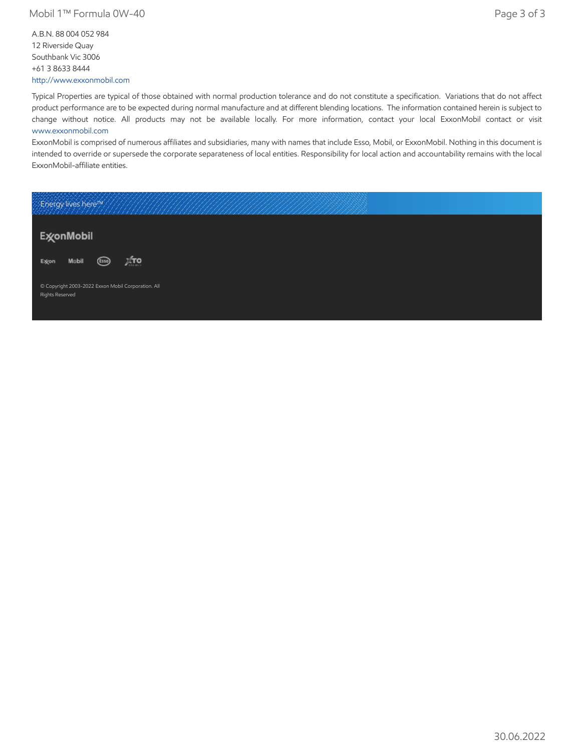A.B.N. 88 004 052 984
12 Riverside Quay
Southbank Vic 3006
+61 3 8633 8444
http://www.exxonmobil.com

Typical Properties are typical of those obtained with normal production tolerance and do not constitute a specification. Variations that do not affect product performance are to be expected during normal manufacture and at different blending locations. The information contained herein is subject to change without notice. All products may not be available locally. For more information, contact your local ExxonMobil contact or visit www.exxonmobil.com

ExxonMobil is comprised of numerous affiliates and subsidiaries, many with names that include Esso, Mobil, or ExxonMobil. Nothing in this document is intended to override or supersede the corporate separateness of local entities. Responsibility for local action and accountability remains with the local ExxonMobil-affiliate entities.

Energy lives here™

ExxonMobil

Exxon Mobil Esso XTO

© Copyright 2003-2022 Exxon Mobil Corporation. All Rights Reserved

30.06.2022